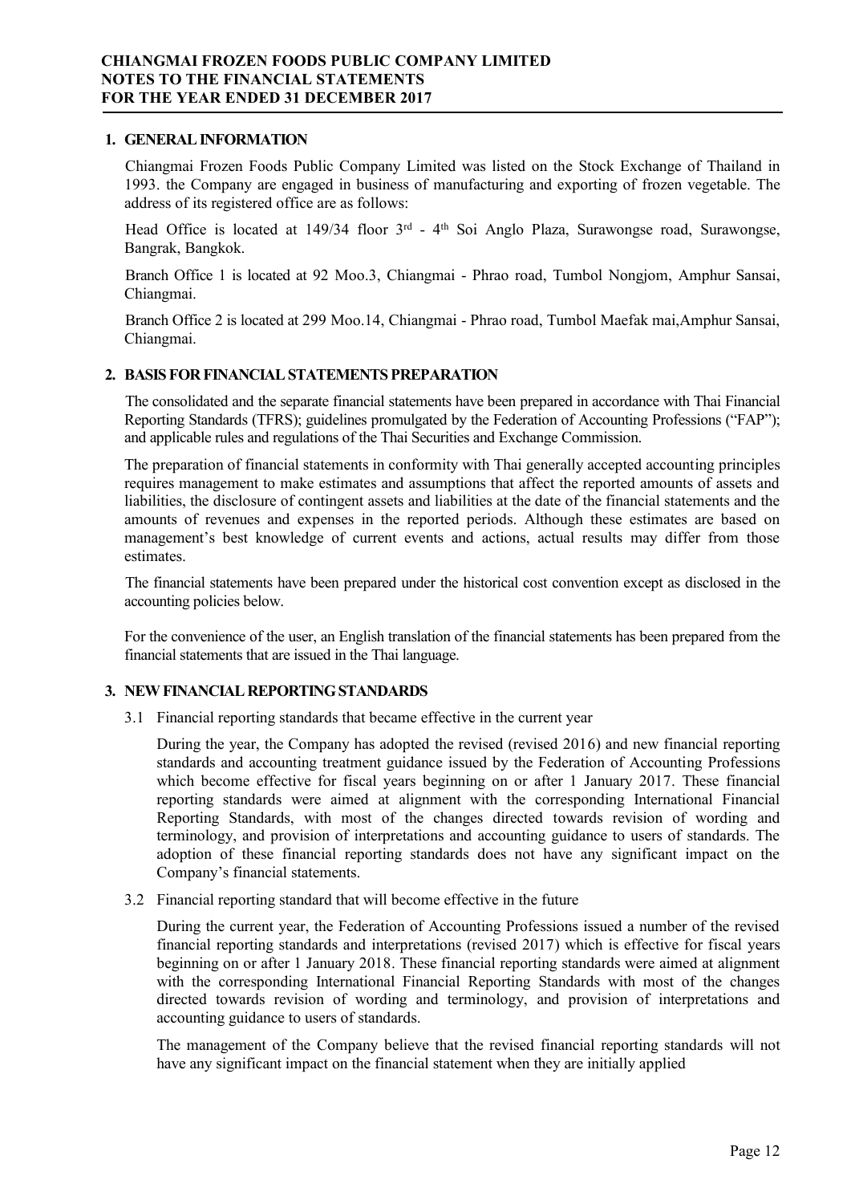## 1. GENERAL INFORMATION

Chiangmai Frozen Foods Public Company Limited was listed on the Stock Exchange of Thailand in 1993. the Company are engaged in business of manufacturing and exporting of frozen vegetable. The address of its registered office are as follows:

Head Office is located at 149/34 floor 3rd - 4th Soi Anglo Plaza, Surawongse road, Surawongse, Bangrak, Bangkok.

Branch Office 1 is located at 92 Moo.3, Chiangmai - Phrao road, Tumbol Nongjom, Amphur Sansai, Chiangmai.

Branch Office 2 is located at 299 Moo.14, Chiangmai - Phrao road, Tumbol Maefak mai,Amphur Sansai, Chiangmai.

## 2. BASIS FOR FINANCIAL STATEMENTS PREPARATION

The consolidated and the separate financial statements have been prepared in accordance with Thai Financial Reporting Standards (TFRS); guidelines promulgated by the Federation of Accounting Professions ("FAP"); and applicable rules and regulations of the Thai Securities and Exchange Commission.

The preparation of financial statements in conformity with Thai generally accepted accounting principles requires management to make estimates and assumptions that affect the reported amounts of assets and liabilities, the disclosure of contingent assets and liabilities at the date of the financial statements and the amounts of revenues and expenses in the reported periods. Although these estimates are based on management's best knowledge of current events and actions, actual results may differ from those estimates.

The financial statements have been prepared under the historical cost convention except as disclosed in the accounting policies below.

For the convenience of the user, an English translation of the financial statements has been prepared from the financial statements that are issued in the Thai language.

## 3. NEW FINANCIAL REPORTING STANDARDS

3.1 Financial reporting standards that became effective in the current year

During the year, the Company has adopted the revised (revised 2016) and new financial reporting standards and accounting treatment guidance issued by the Federation of Accounting Professions which become effective for fiscal years beginning on or after 1 January 2017. These financial reporting standards were aimed at alignment with the corresponding International Financial Reporting Standards, with most of the changes directed towards revision of wording and terminology, and provision of interpretations and accounting guidance to users of standards. The adoption of these financial reporting standards does not have any significant impact on the Company's financial statements.

3.2 Financial reporting standard that will become effective in the future

During the current year, the Federation of Accounting Professions issued a number of the revised financial reporting standards and interpretations (revised 2017) which is effective for fiscal years beginning on or after 1 January 2018. These financial reporting standards were aimed at alignment with the corresponding International Financial Reporting Standards with most of the changes directed towards revision of wording and terminology, and provision of interpretations and accounting guidance to users of standards.

The management of the Company believe that the revised financial reporting standards will not have any significant impact on the financial statement when they are initially applied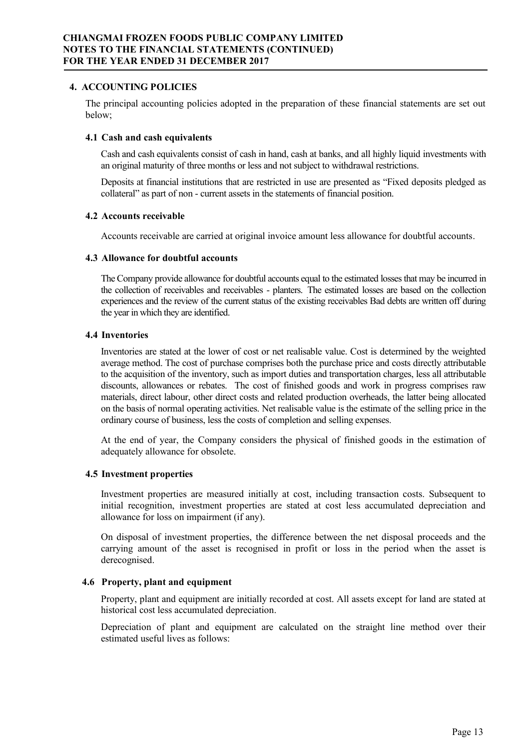## 4. ACCOUNTING POLICIES

The principal accounting policies adopted in the preparation of these financial statements are set out below;

### 4.1 Cash and cash equivalents

Cash and cash equivalents consist of cash in hand, cash at banks, and all highly liquid investments with an original maturity of three months or less and not subject to withdrawal restrictions.

Deposits at financial institutions that are restricted in use are presented as "Fixed deposits pledged as collateral" as part of non - current assets in the statements of financial position.

### 4.2 Accounts receivable

Accounts receivable are carried at original invoice amount less allowance for doubtful accounts.

### 4.3 Allowance for doubtful accounts

The Company provide allowance for doubtful accounts equal to the estimated losses that may be incurred in the collection of receivables and receivables - planters. The estimated losses are based on the collection experiences and the review of the current status of the existing receivables Bad debts are written off during the year in which they are identified.

### 4.4 Inventories

Inventories are stated at the lower of cost or net realisable value. Cost is determined by the weighted average method. The cost of purchase comprises both the purchase price and costs directly attributable to the acquisition of the inventory, such as import duties and transportation charges, less all attributable discounts, allowances or rebates. The cost of finished goods and work in progress comprises raw materials, direct labour, other direct costs and related production overheads, the latter being allocated on the basis of normal operating activities. Net realisable value is the estimate of the selling price in the ordinary course of business, less the costs of completion and selling expenses.

At the end of year, the Company considers the physical of finished goods in the estimation of adequately allowance for obsolete.

### 4.5 Investment properties

Investment properties are measured initially at cost, including transaction costs. Subsequent to initial recognition, investment properties are stated at cost less accumulated depreciation and allowance for loss on impairment (if any).

On disposal of investment properties, the difference between the net disposal proceeds and the carrying amount of the asset is recognised in profit or loss in the period when the asset is derecognised.

### 4.6 Property, plant and equipment

Property, plant and equipment are initially recorded at cost. All assets except for land are stated at historical cost less accumulated depreciation.

Depreciation of plant and equipment are calculated on the straight line method over their estimated useful lives as follows: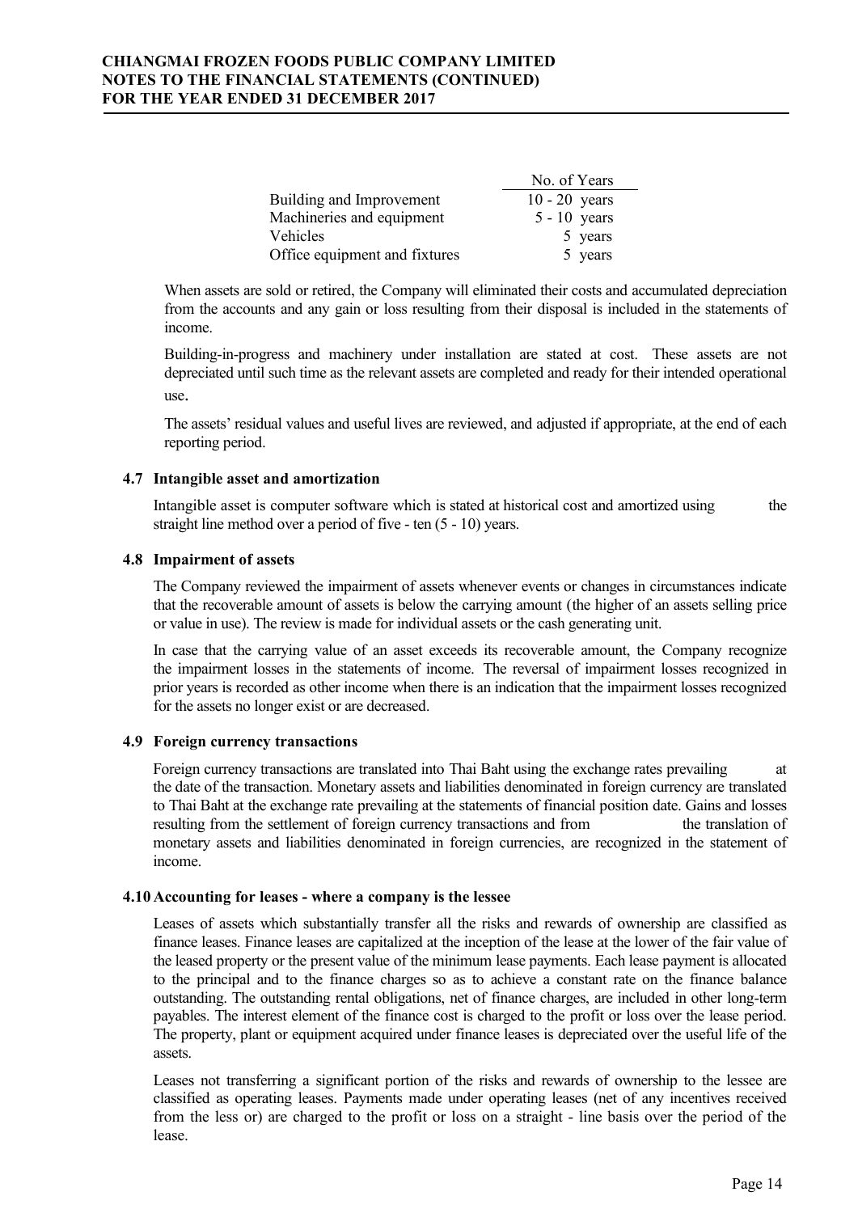| | No. of Years |
|---|---|
| Building and Improvement | 10 - 20 years |
| Machineries and equipment | 5 - 10 years |
| Vehicles | 5 years |
| Office equipment and fixtures | 5 years |

When assets are sold or retired, the Company will eliminated their costs and accumulated depreciation from the accounts and any gain or loss resulting from their disposal is included in the statements of income.

Building-in-progress and machinery under installation are stated at cost. These assets are not depreciated until such time as the relevant assets are completed and ready for their intended operational use.

The assets' residual values and useful lives are reviewed, and adjusted if appropriate, at the end of each reporting period.

### 4.7 Intangible asset and amortization

Intangible asset is computer software which is stated at historical cost and amortized using the straight line method over a period of five - ten (5 - 10) years.

### 4.8 Impairment of assets

The Company reviewed the impairment of assets whenever events or changes in circumstances indicate that the recoverable amount of assets is below the carrying amount (the higher of an assets selling price or value in use). The review is made for individual assets or the cash generating unit.

In case that the carrying value of an asset exceeds its recoverable amount, the Company recognize the impairment losses in the statements of income. The reversal of impairment losses recognized in prior years is recorded as other income when there is an indication that the impairment losses recognized for the assets no longer exist or are decreased.

### 4.9 Foreign currency transactions

Foreign currency transactions are translated into Thai Baht using the exchange rates prevailing at the date of the transaction. Monetary assets and liabilities denominated in foreign currency are translated to Thai Baht at the exchange rate prevailing at the statements of financial position date. Gains and losses resulting from the settlement of foreign currency transactions and from the translation of monetary assets and liabilities denominated in foreign currencies, are recognized in the statement of income.

### 4.10 Accounting for leases - where a company is the lessee

Leases of assets which substantially transfer all the risks and rewards of ownership are classified as finance leases. Finance leases are capitalized at the inception of the lease at the lower of the fair value of the leased property or the present value of the minimum lease payments. Each lease payment is allocated to the principal and to the finance charges so as to achieve a constant rate on the finance balance outstanding. The outstanding rental obligations, net of finance charges, are included in other long-term payables. The interest element of the finance cost is charged to the profit or loss over the lease period. The property, plant or equipment acquired under finance leases is depreciated over the useful life of the assets.

Leases not transferring a significant portion of the risks and rewards of ownership to the lessee are classified as operating leases. Payments made under operating leases (net of any incentives received from the less or) are charged to the profit or loss on a straight - line basis over the period of the lease.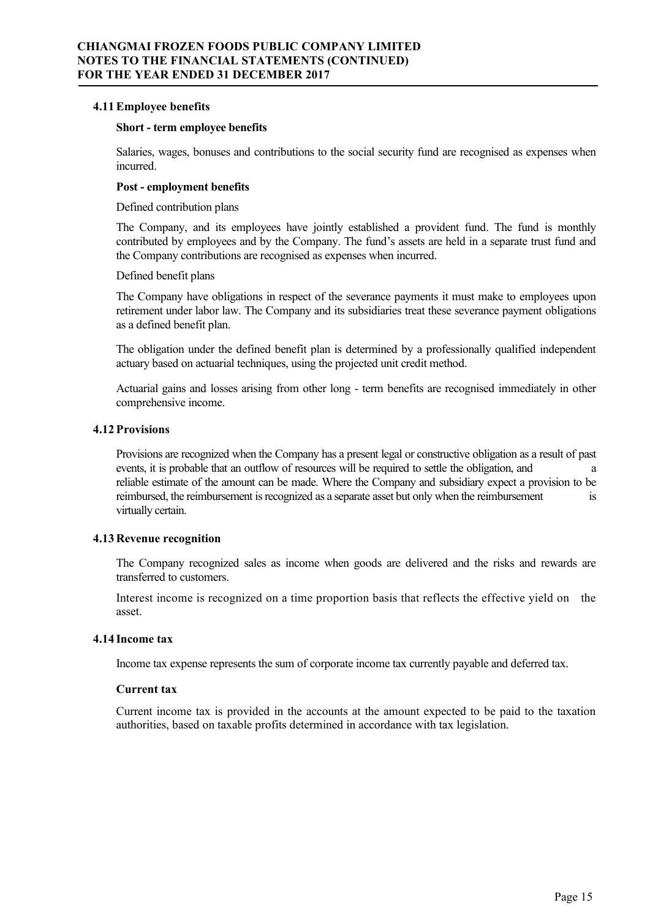### 4.11 Employee benefits

**Short - term employee benefits**

Salaries, wages, bonuses and contributions to the social security fund are recognised as expenses when incurred.

**Post - employment benefits**

Defined contribution plans

The Company, and its employees have jointly established a provident fund. The fund is monthly contributed by employees and by the Company. The fund's assets are held in a separate trust fund and the Company contributions are recognised as expenses when incurred.

Defined benefit plans

The Company have obligations in respect of the severance payments it must make to employees upon retirement under labor law. The Company and its subsidiaries treat these severance payment obligations as a defined benefit plan.

The obligation under the defined benefit plan is determined by a professionally qualified independent actuary based on actuarial techniques, using the projected unit credit method.

Actuarial gains and losses arising from other long - term benefits are recognised immediately in other comprehensive income.

### 4.12 Provisions

Provisions are recognized when the Company has a present legal or constructive obligation as a result of past events, it is probable that an outflow of resources will be required to settle the obligation, and a reliable estimate of the amount can be made. Where the Company and subsidiary expect a provision to be reimbursed, the reimbursement is recognized as a separate asset but only when the reimbursement is virtually certain.

### 4.13 Revenue recognition

The Company recognized sales as income when goods are delivered and the risks and rewards are transferred to customers.

Interest income is recognized on a time proportion basis that reflects the effective yield on the asset.

### 4.14 Income tax

Income tax expense represents the sum of corporate income tax currently payable and deferred tax.

**Current tax**

Current income tax is provided in the accounts at the amount expected to be paid to the taxation authorities, based on taxable profits determined in accordance with tax legislation.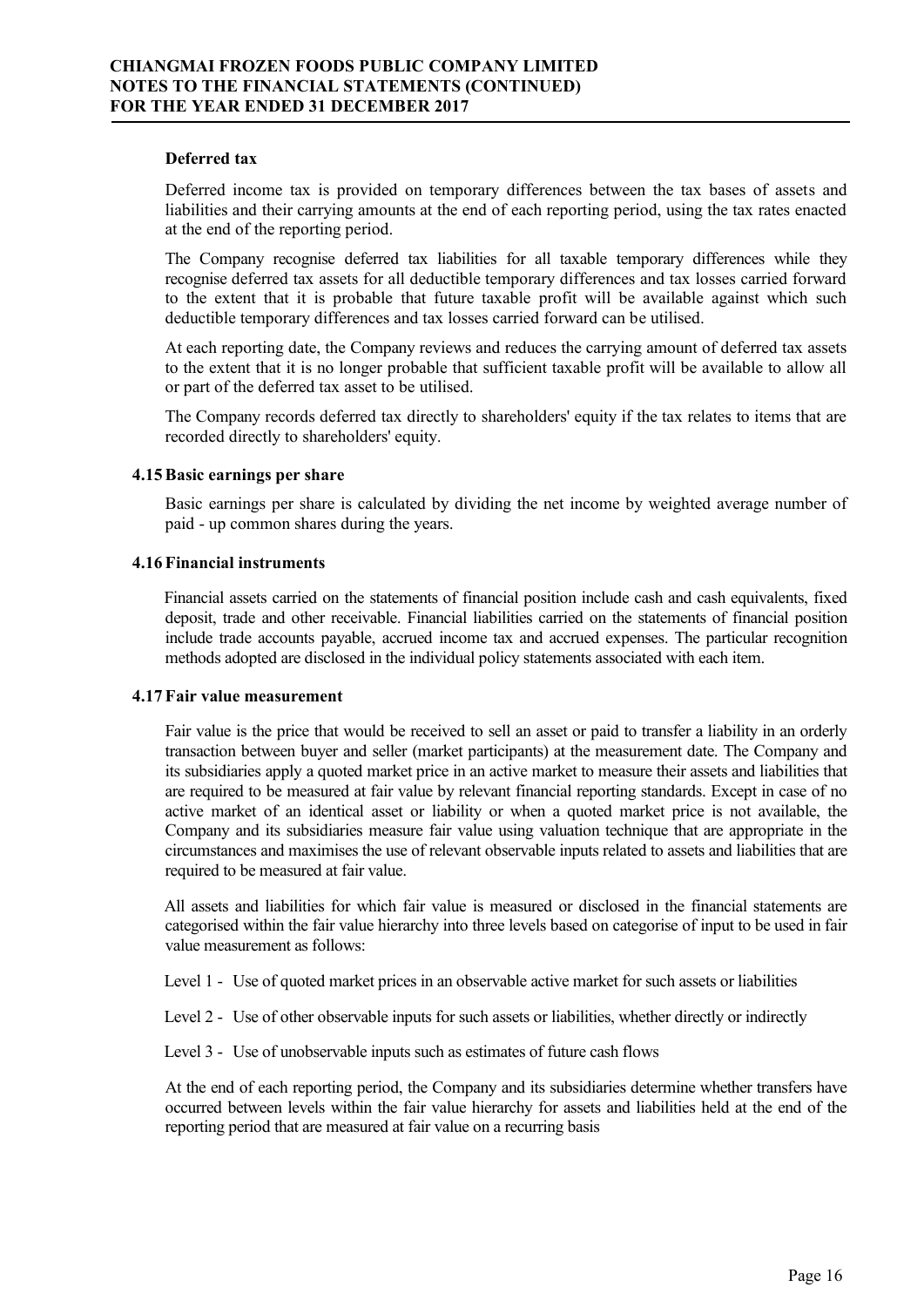**Deferred tax**

Deferred income tax is provided on temporary differences between the tax bases of assets and liabilities and their carrying amounts at the end of each reporting period, using the tax rates enacted at the end of the reporting period.

The Company recognise deferred tax liabilities for all taxable temporary differences while they recognise deferred tax assets for all deductible temporary differences and tax losses carried forward to the extent that it is probable that future taxable profit will be available against which such deductible temporary differences and tax losses carried forward can be utilised.

At each reporting date, the Company reviews and reduces the carrying amount of deferred tax assets to the extent that it is no longer probable that sufficient taxable profit will be available to allow all or part of the deferred tax asset to be utilised.

The Company records deferred tax directly to shareholders' equity if the tax relates to items that are recorded directly to shareholders' equity.

### 4.15 Basic earnings per share

Basic earnings per share is calculated by dividing the net income by weighted average number of paid - up common shares during the years.

### 4.16 Financial instruments

Financial assets carried on the statements of financial position include cash and cash equivalents, fixed deposit, trade and other receivable. Financial liabilities carried on the statements of financial position include trade accounts payable, accrued income tax and accrued expenses. The particular recognition methods adopted are disclosed in the individual policy statements associated with each item.

### 4.17 Fair value measurement

Fair value is the price that would be received to sell an asset or paid to transfer a liability in an orderly transaction between buyer and seller (market participants) at the measurement date. The Company and its subsidiaries apply a quoted market price in an active market to measure their assets and liabilities that are required to be measured at fair value by relevant financial reporting standards. Except in case of no active market of an identical asset or liability or when a quoted market price is not available, the Company and its subsidiaries measure fair value using valuation technique that are appropriate in the circumstances and maximises the use of relevant observable inputs related to assets and liabilities that are required to be measured at fair value.

All assets and liabilities for which fair value is measured or disclosed in the financial statements are categorised within the fair value hierarchy into three levels based on categorise of input to be used in fair value measurement as follows:

Level 1 - Use of quoted market prices in an observable active market for such assets or liabilities

Level 2 - Use of other observable inputs for such assets or liabilities, whether directly or indirectly

Level 3 - Use of unobservable inputs such as estimates of future cash flows

At the end of each reporting period, the Company and its subsidiaries determine whether transfers have occurred between levels within the fair value hierarchy for assets and liabilities held at the end of the reporting period that are measured at fair value on a recurring basis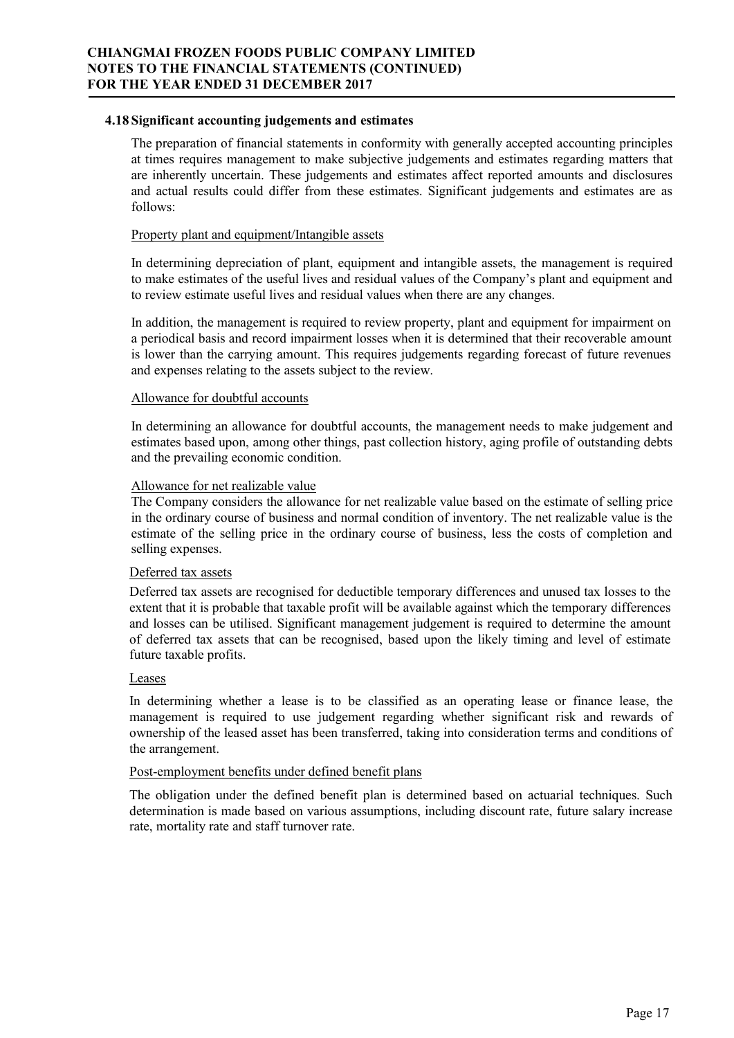### 4.18 Significant accounting judgements and estimates

The preparation of financial statements in conformity with generally accepted accounting principles at times requires management to make subjective judgements and estimates regarding matters that are inherently uncertain. These judgements and estimates affect reported amounts and disclosures and actual results could differ from these estimates. Significant judgements and estimates are as follows:

Property plant and equipment/Intangible assets

In determining depreciation of plant, equipment and intangible assets, the management is required to make estimates of the useful lives and residual values of the Company's plant and equipment and to review estimate useful lives and residual values when there are any changes.

In addition, the management is required to review property, plant and equipment for impairment on a periodical basis and record impairment losses when it is determined that their recoverable amount is lower than the carrying amount. This requires judgements regarding forecast of future revenues and expenses relating to the assets subject to the review.

Allowance for doubtful accounts

In determining an allowance for doubtful accounts, the management needs to make judgement and estimates based upon, among other things, past collection history, aging profile of outstanding debts and the prevailing economic condition.

Allowance for net realizable value

The Company considers the allowance for net realizable value based on the estimate of selling price in the ordinary course of business and normal condition of inventory. The net realizable value is the estimate of the selling price in the ordinary course of business, less the costs of completion and selling expenses.

Deferred tax assets

Deferred tax assets are recognised for deductible temporary differences and unused tax losses to the extent that it is probable that taxable profit will be available against which the temporary differences and losses can be utilised. Significant management judgement is required to determine the amount of deferred tax assets that can be recognised, based upon the likely timing and level of estimate future taxable profits.

Leases

In determining whether a lease is to be classified as an operating lease or finance lease, the management is required to use judgement regarding whether significant risk and rewards of ownership of the leased asset has been transferred, taking into consideration terms and conditions of the arrangement.

Post-employment benefits under defined benefit plans

The obligation under the defined benefit plan is determined based on actuarial techniques. Such determination is made based on various assumptions, including discount rate, future salary increase rate, mortality rate and staff turnover rate.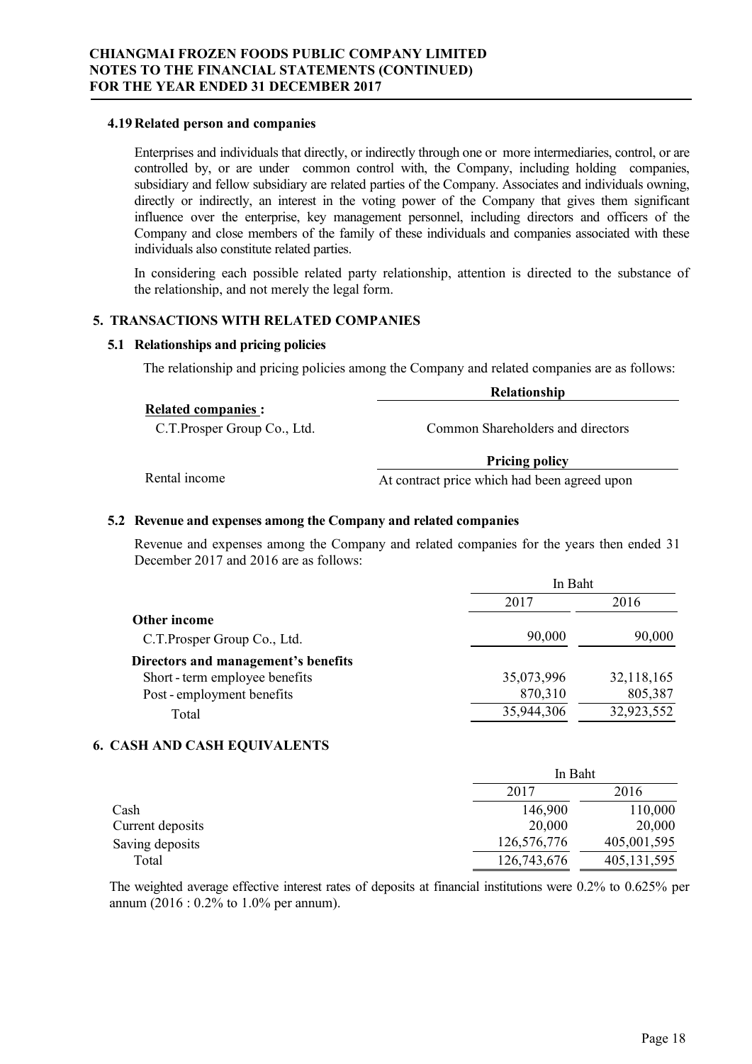#### 4.19 Related person and companies

Enterprises and individuals that directly, or indirectly through one or more intermediaries, control, or are controlled by, or are under common control with, the Company, including holding companies, subsidiary and fellow subsidiary are related parties of the Company. Associates and individuals owning, directly or indirectly, an interest in the voting power of the Company that gives them significant influence over the enterprise, key management personnel, including directors and officers of the Company and close members of the family of these individuals and companies associated with these individuals also constitute related parties.

In considering each possible related party relationship, attention is directed to the substance of the relationship, and not merely the legal form.

## 5. TRANSACTIONS WITH RELATED COMPANIES

### 5.1 Relationships and pricing policies

The relationship and pricing policies among the Company and related companies are as follows:

| **Related companies :** | **Relationship** |
|---|---|
| C.T.Prosper Group Co., Ltd. | Common Shareholders and directors |

| | **Pricing policy** |
|---|---|
| Rental income | At contract price which had been agreed upon |

### 5.2 Revenue and expenses among the Company and related companies

Revenue and expenses among the Company and related companies for the years then ended 31 December 2017 and 2016 are as follows:

| | In Baht | |
|---|---|---|
| | 2017 | 2016 |
| **Other income** | | |
| C.T.Prosper Group Co., Ltd. | 90,000 | 90,000 |
| **Directors and management's benefits** | | |
| Short - term employee benefits | 35,073,996 | 32,118,165 |
| Post - employment benefits | 870,310 | 805,387 |
| Total | 35,944,306 | 32,923,552 |

## 6. CASH AND CASH EQUIVALENTS

| | In Baht | |
|---|---|---|
| | 2017 | 2016 |
| Cash | 146,900 | 110,000 |
| Current deposits | 20,000 | 20,000 |
| Saving deposits | 126,576,776 | 405,001,595 |
| Total | 126,743,676 | 405,131,595 |

The weighted average effective interest rates of deposits at financial institutions were 0.2% to 0.625% per annum (2016 : 0.2% to 1.0% per annum).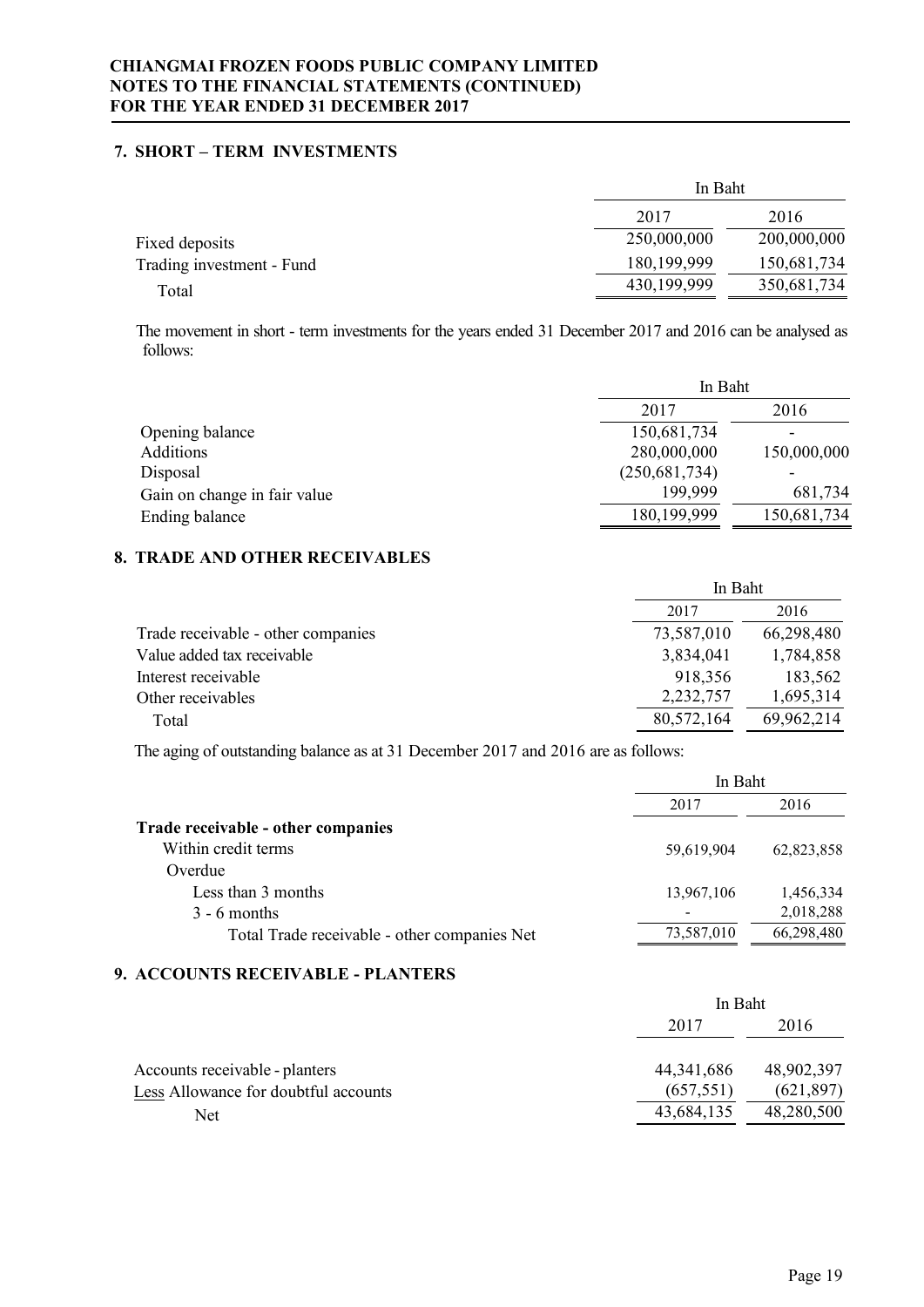## 7. SHORT – TERM INVESTMENTS

| | In Baht | |
|---|---|---|
| | 2017 | 2016 |
| Fixed deposits | 250,000,000 | 200,000,000 |
| Trading investment - Fund | 180,199,999 | 150,681,734 |
| Total | 430,199,999 | 350,681,734 |

The movement in short - term investments for the years ended 31 December 2017 and 2016 can be analysed as follows:

| | In Baht | |
|---|---|---|
| | 2017 | 2016 |
| Opening balance | 150,681,734 | - |
| Additions | 280,000,000 | 150,000,000 |
| Disposal | (250,681,734) | - |
| Gain on change in fair value | 199,999 | 681,734 |
| Ending balance | 180,199,999 | 150,681,734 |

## 8. TRADE AND OTHER RECEIVABLES

| | In Baht | |
|---|---|---|
| | 2017 | 2016 |
| Trade receivable - other companies | 73,587,010 | 66,298,480 |
| Value added tax receivable | 3,834,041 | 1,784,858 |
| Interest receivable | 918,356 | 183,562 |
| Other receivables | 2,232,757 | 1,695,314 |
| Total | 80,572,164 | 69,962,214 |

The aging of outstanding balance as at 31 December 2017 and 2016 are as follows:

| | In Baht | |
|---|---|---|
| | 2017 | 2016 |
| **Trade receivable - other companies** | | |
| Within credit terms | 59,619,904 | 62,823,858 |
| Overdue | | |
| Less than 3 months | 13,967,106 | 1,456,334 |
| 3 - 6 months | - | 2,018,288 |
| Total Trade receivable - other companies Net | 73,587,010 | 66,298,480 |

## 9. ACCOUNTS RECEIVABLE - PLANTERS

| | In Baht | |
|---|---|---|
| | 2017 | 2016 |
| Accounts receivable - planters | 44,341,686 | 48,902,397 |
| Less Allowance for doubtful accounts | (657,551) | (621,897) |
| Net | 43,684,135 | 48,280,500 |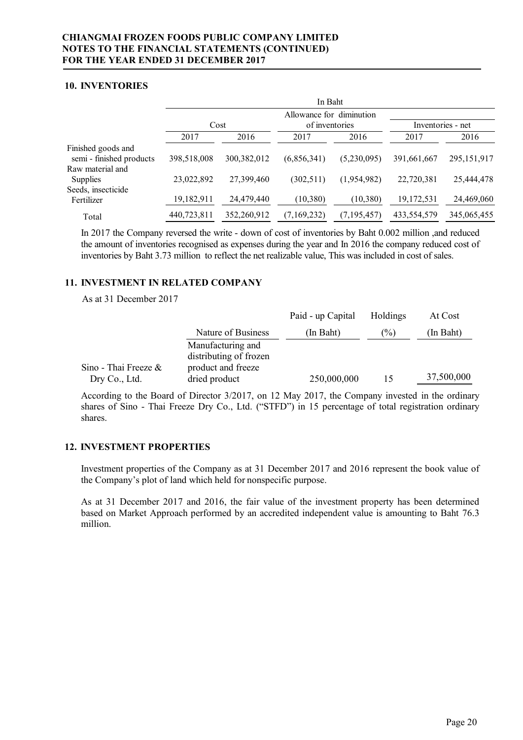## 10. INVENTORIES

| | In Baht | | | | | |
|---|---|---|---|---|---|---|
| | Cost | | Allowance for diminution of inventories | | Inventories - net | |
| | 2017 | 2016 | 2017 | 2016 | 2017 | 2016 |
| Finished goods and semi - finished products | 398,518,008 | 300,382,012 | (6,856,341) | (5,230,095) | 391,661,667 | 295,151,917 |
| Raw material and Supplies | 23,022,892 | 27,399,460 | (302,511) | (1,954,982) | 22,720,381 | 25,444,478 |
| Seeds, insecticide Fertilizer | 19,182,911 | 24,479,440 | (10,380) | (10,380) | 19,172,531 | 24,469,060 |
| Total | 440,723,811 | 352,260,912 | (7,169,232) | (7,195,457) | 433,554,579 | 345,065,455 |

In 2017 the Company reversed the write - down of cost of inventories by Baht 0.002 million ,and reduced the amount of inventories recognised as expenses during the year and In 2016 the company reduced cost of inventories by Baht 3.73 million to reflect the net realizable value, This was included in cost of sales.

## 11. INVESTMENT IN RELATED COMPANY

As at 31 December 2017

| | Nature of Business | Paid - up Capital (In Baht) | Holdings (%) | At Cost (In Baht) |
|---|---|---|---|---|
| Sino - Thai Freeze & Dry Co., Ltd. | Manufacturing and distributing of frozen product and freeze dried product | 250,000,000 | 15 | 37,500,000 |

According to the Board of Director 3/2017, on 12 May 2017, the Company invested in the ordinary shares of Sino - Thai Freeze Dry Co., Ltd. ("STFD") in 15 percentage of total registration ordinary shares.

## 12. INVESTMENT PROPERTIES

Investment properties of the Company as at 31 December 2017 and 2016 represent the book value of the Company's plot of land which held for nonspecific purpose.

As at 31 December 2017 and 2016, the fair value of the investment property has been determined based on Market Approach performed by an accredited independent value is amounting to Baht 76.3 million.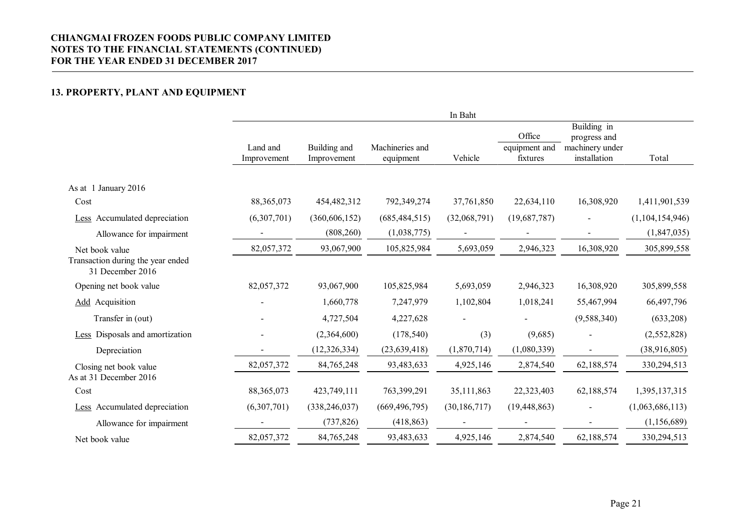**CHIANGMAI FROZEN FOODS PUBLIC COMPANY LIMITED**
**NOTES TO THE FINANCIAL STATEMENTS (CONTINUED)**
**FOR THE YEAR ENDED 31 DECEMBER 2017**

## 13. PROPERTY, PLANT AND EQUIPMENT

| | In Baht | | | | | | |
|---|---|---|---|---|---|---|---|
| | Land and Improvement | Building and Improvement | Machineries and equipment | Vehicle | Office equipment and fixtures | Building in progress and machinery under installation | Total |
| As at 1 January 2016 | | | | | | | |
| Cost | 88,365,073 | 454,482,312 | 792,349,274 | 37,761,850 | 22,634,110 | 16,308,920 | 1,411,901,539 |
| Less Accumulated depreciation | (6,307,701) | (360,606,152) | (685,484,515) | (32,068,791) | (19,687,787) | - | (1,104,154,946) |
| Allowance for impairment | - | (808,260) | (1,038,775) | - | - | - | (1,847,035) |
| Net book value | 82,057,372 | 93,067,900 | 105,825,984 | 5,693,059 | 2,946,323 | 16,308,920 | 305,899,558 |
| Transaction during the year ended 31 December 2016 | | | | | | | |
| Opening net book value | 82,057,372 | 93,067,900 | 105,825,984 | 5,693,059 | 2,946,323 | 16,308,920 | 305,899,558 |
| Add Acquisition | - | 1,660,778 | 7,247,979 | 1,102,804 | 1,018,241 | 55,467,994 | 66,497,796 |
| Transfer in (out) | - | 4,727,504 | 4,227,628 | - | - | (9,588,340) | (633,208) |
| Less Disposals and amortization | - | (2,364,600) | (178,540) | (3) | (9,685) | - | (2,552,828) |
| Depreciation | - | (12,326,334) | (23,639,418) | (1,870,714) | (1,080,339) | - | (38,916,805) |
| Closing net book value | 82,057,372 | 84,765,248 | 93,483,633 | 4,925,146 | 2,874,540 | 62,188,574 | 330,294,513 |
| As at 31 December 2016 | | | | | | | |
| Cost | 88,365,073 | 423,749,111 | 763,399,291 | 35,111,863 | 22,323,403 | 62,188,574 | 1,395,137,315 |
| Less Accumulated depreciation | (6,307,701) | (338,246,037) | (669,496,795) | (30,186,717) | (19,448,863) | - | (1,063,686,113) |
| Allowance for impairment | - | (737,826) | (418,863) | - | - | - | (1,156,689) |
| Net book value | 82,057,372 | 84,765,248 | 93,483,633 | 4,925,146 | 2,874,540 | 62,188,574 | 330,294,513 |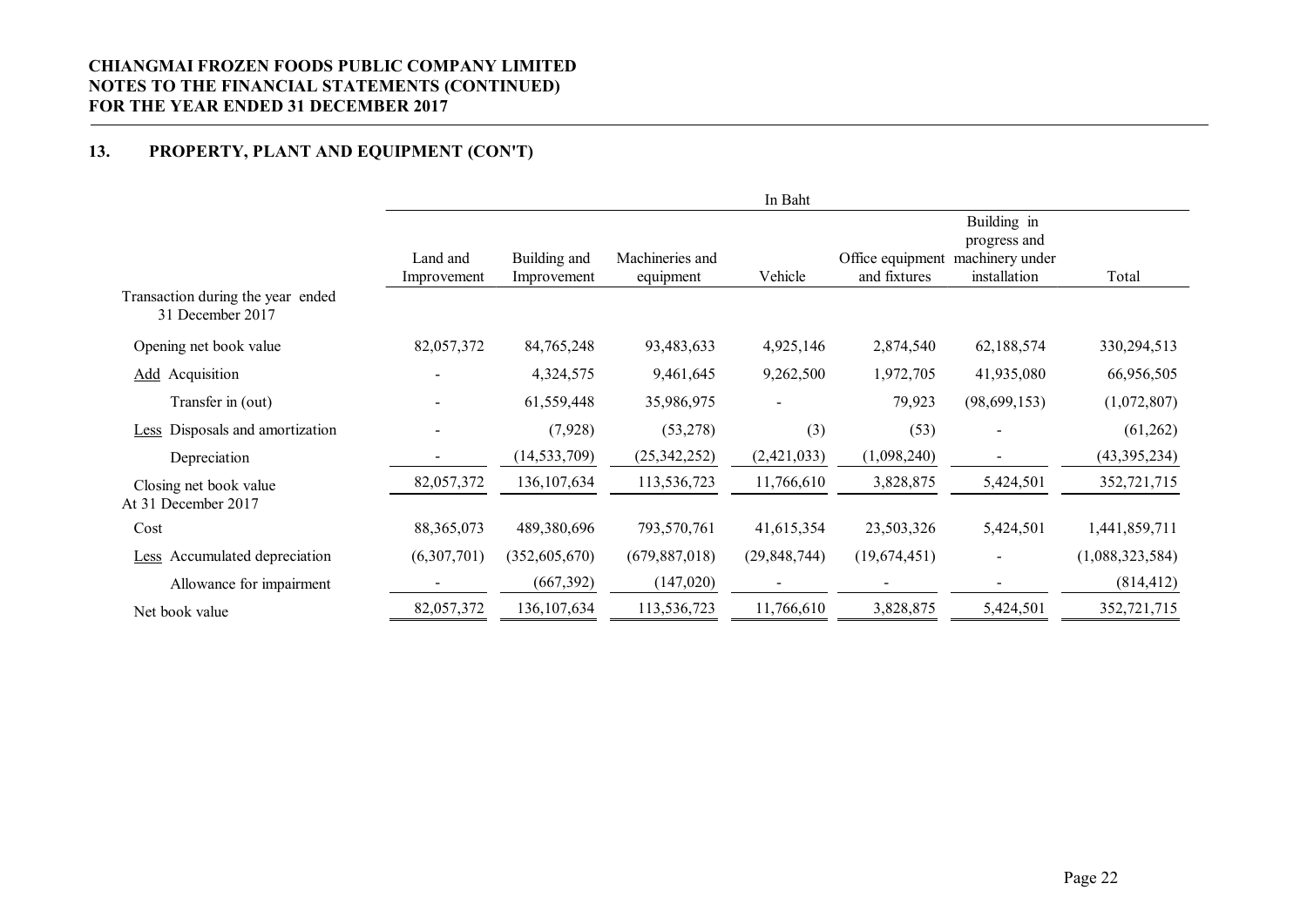**CHIANGMAI FROZEN FOODS PUBLIC COMPANY LIMITED**
**NOTES TO THE FINANCIAL STATEMENTS (CONTINUED)**
**FOR THE YEAR ENDED 31 DECEMBER 2017**

## 13. PROPERTY, PLANT AND EQUIPMENT (CON'T)

| | In Baht | | | | | | |
|---|---|---|---|---|---|---|---|
| | Land and Improvement | Building and Improvement | Machineries and equipment | Vehicle | Office equipment and fixtures | Building in progress and machinery under installation | Total |
| Transaction during the year ended 31 December 2017 | | | | | | | |
| Opening net book value | 82,057,372 | 84,765,248 | 93,483,633 | 4,925,146 | 2,874,540 | 62,188,574 | 330,294,513 |
| Add Acquisition | - | 4,324,575 | 9,461,645 | 9,262,500 | 1,972,705 | 41,935,080 | 66,956,505 |
| Transfer in (out) | - | 61,559,448 | 35,986,975 | - | 79,923 | (98,699,153) | (1,072,807) |
| Less Disposals and amortization | - | (7,928) | (53,278) | (3) | (53) | - | (61,262) |
| Depreciation | - | (14,533,709) | (25,342,252) | (2,421,033) | (1,098,240) | - | (43,395,234) |
| Closing net book value | 82,057,372 | 136,107,634 | 113,536,723 | 11,766,610 | 3,828,875 | 5,424,501 | 352,721,715 |
| At 31 December 2017 | | | | | | | |
| Cost | 88,365,073 | 489,380,696 | 793,570,761 | 41,615,354 | 23,503,326 | 5,424,501 | 1,441,859,711 |
| Less Accumulated depreciation | (6,307,701) | (352,605,670) | (679,887,018) | (29,848,744) | (19,674,451) | - | (1,088,323,584) |
| Allowance for impairment | - | (667,392) | (147,020) | - | - | - | (814,412) |
| Net book value | 82,057,372 | 136,107,634 | 113,536,723 | 11,766,610 | 3,828,875 | 5,424,501 | 352,721,715 |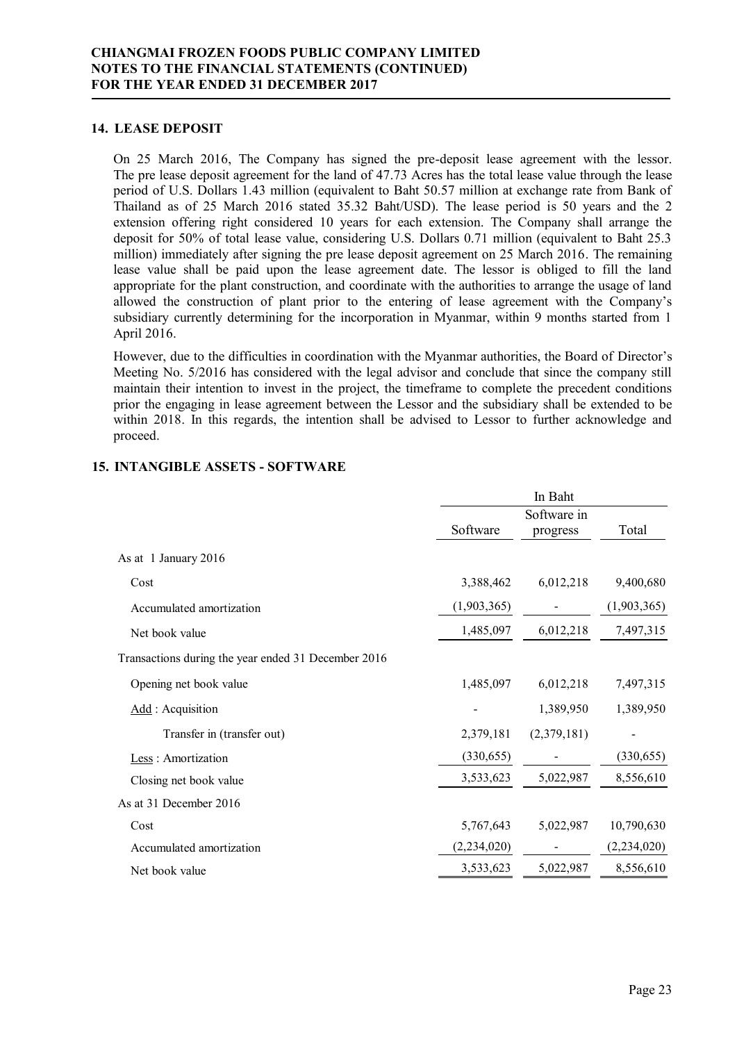## 14. LEASE DEPOSIT

On 25 March 2016, The Company has signed the pre-deposit lease agreement with the lessor. The pre lease deposit agreement for the land of 47.73 Acres has the total lease value through the lease period of U.S. Dollars 1.43 million (equivalent to Baht 50.57 million at exchange rate from Bank of Thailand as of 25 March 2016 stated 35.32 Baht/USD). The lease period is 50 years and the 2 extension offering right considered 10 years for each extension. The Company shall arrange the deposit for 50% of total lease value, considering U.S. Dollars 0.71 million (equivalent to Baht 25.3 million) immediately after signing the pre lease deposit agreement on 25 March 2016. The remaining lease value shall be paid upon the lease agreement date. The lessor is obliged to fill the land appropriate for the plant construction, and coordinate with the authorities to arrange the usage of land allowed the construction of plant prior to the entering of lease agreement with the Company's subsidiary currently determining for the incorporation in Myanmar, within 9 months started from 1 April 2016.

However, due to the difficulties in coordination with the Myanmar authorities, the Board of Director's Meeting No. 5/2016 has considered with the legal advisor and conclude that since the company still maintain their intention to invest in the project, the timeframe to complete the precedent conditions prior the engaging in lease agreement between the Lessor and the subsidiary shall be extended to be within 2018. In this regards, the intention shall be advised to Lessor to further acknowledge and proceed.

## 15. INTANGIBLE ASSETS - SOFTWARE

| | In Baht | | |
|---|---|---|---|
| | Software | Software in progress | Total |
| As at 1 January 2016 | | | |
| Cost | 3,388,462 | 6,012,218 | 9,400,680 |
| Accumulated amortization | (1,903,365) | - | (1,903,365) |
| Net book value | 1,485,097 | 6,012,218 | 7,497,315 |
| Transactions during the year ended 31 December 2016 | | | |
| Opening net book value | 1,485,097 | 6,012,218 | 7,497,315 |
| Add : Acquisition | - | 1,389,950 | 1,389,950 |
| Transfer in (transfer out) | 2,379,181 | (2,379,181) | - |
| Less : Amortization | (330,655) | - | (330,655) |
| Closing net book value | 3,533,623 | 5,022,987 | 8,556,610 |
| As at 31 December 2016 | | | |
| Cost | 5,767,643 | 5,022,987 | 10,790,630 |
| Accumulated amortization | (2,234,020) | - | (2,234,020) |
| Net book value | 3,533,623 | 5,022,987 | 8,556,610 |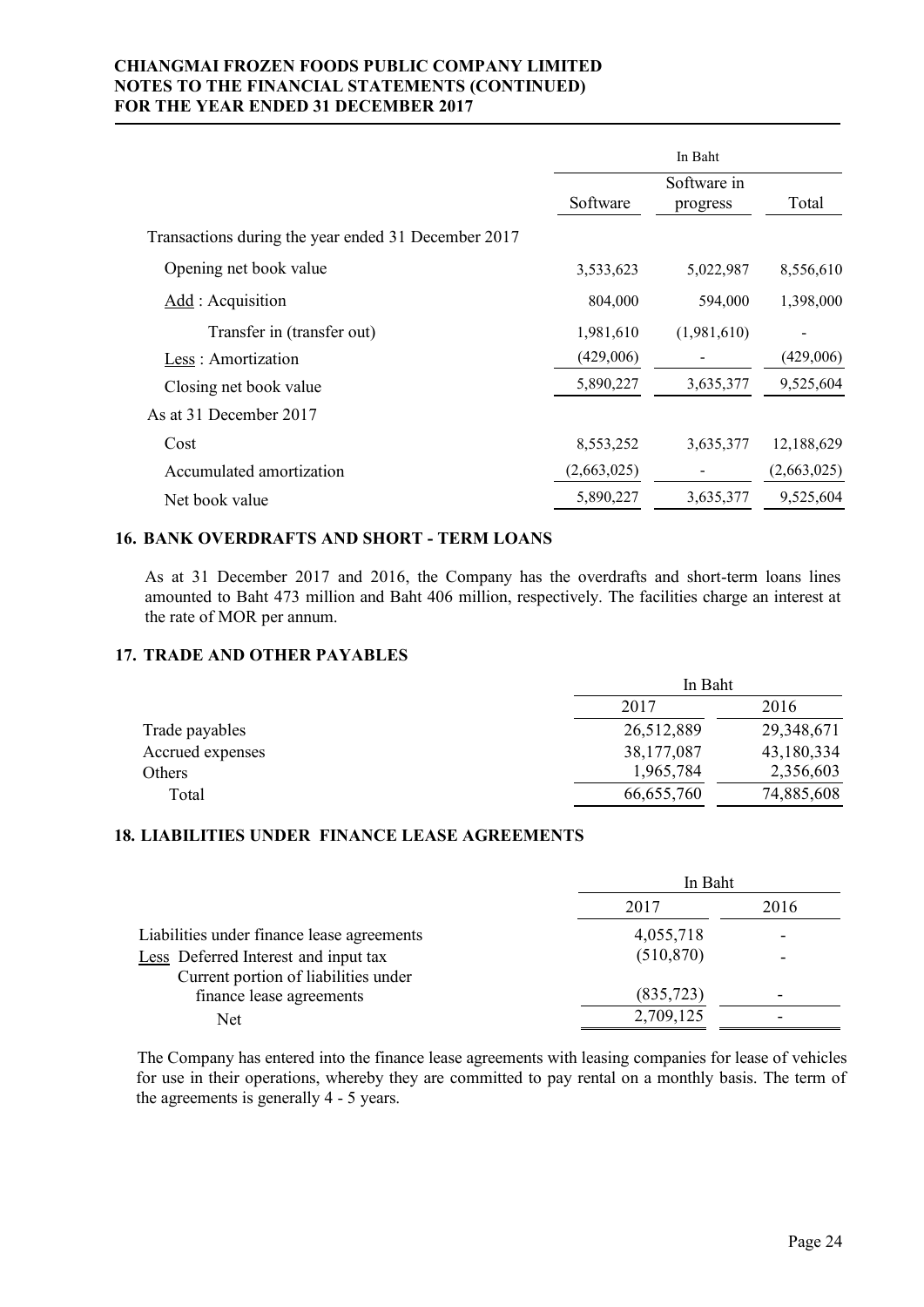| | In Baht | | |
|---|---|---|---|
| | Software | Software in progress | Total |
| Transactions during the year ended 31 December 2017 | | | |
| Opening net book value | 3,533,623 | 5,022,987 | 8,556,610 |
| Add : Acquisition | 804,000 | 594,000 | 1,398,000 |
| Transfer in (transfer out) | 1,981,610 | (1,981,610) | - |
| Less : Amortization | (429,006) | - | (429,006) |
| Closing net book value | 5,890,227 | 3,635,377 | 9,525,604 |
| As at 31 December 2017 | | | |
| Cost | 8,553,252 | 3,635,377 | 12,188,629 |
| Accumulated amortization | (2,663,025) | - | (2,663,025) |
| Net book value | 5,890,227 | 3,635,377 | 9,525,604 |

## 16. BANK OVERDRAFTS AND SHORT - TERM LOANS

As at 31 December 2017 and 2016, the Company has the overdrafts and short-term loans lines amounted to Baht 473 million and Baht 406 million, respectively. The facilities charge an interest at the rate of MOR per annum.

## 17. TRADE AND OTHER PAYABLES

| | In Baht | |
|---|---|---|
| | 2017 | 2016 |
| Trade payables | 26,512,889 | 29,348,671 |
| Accrued expenses | 38,177,087 | 43,180,334 |
| Others | 1,965,784 | 2,356,603 |
| Total | 66,655,760 | 74,885,608 |

## 18. LIABILITIES UNDER FINANCE LEASE AGREEMENTS

| | In Baht | |
|---|---|---|
| | 2017 | 2016 |
| Liabilities under finance lease agreements | 4,055,718 | - |
| Less Deferred Interest and input tax | (510,870) | - |
| Current portion of liabilities under finance lease agreements | (835,723) | - |
| Net | 2,709,125 | - |

The Company has entered into the finance lease agreements with leasing companies for lease of vehicles for use in their operations, whereby they are committed to pay rental on a monthly basis. The term of the agreements is generally 4 - 5 years.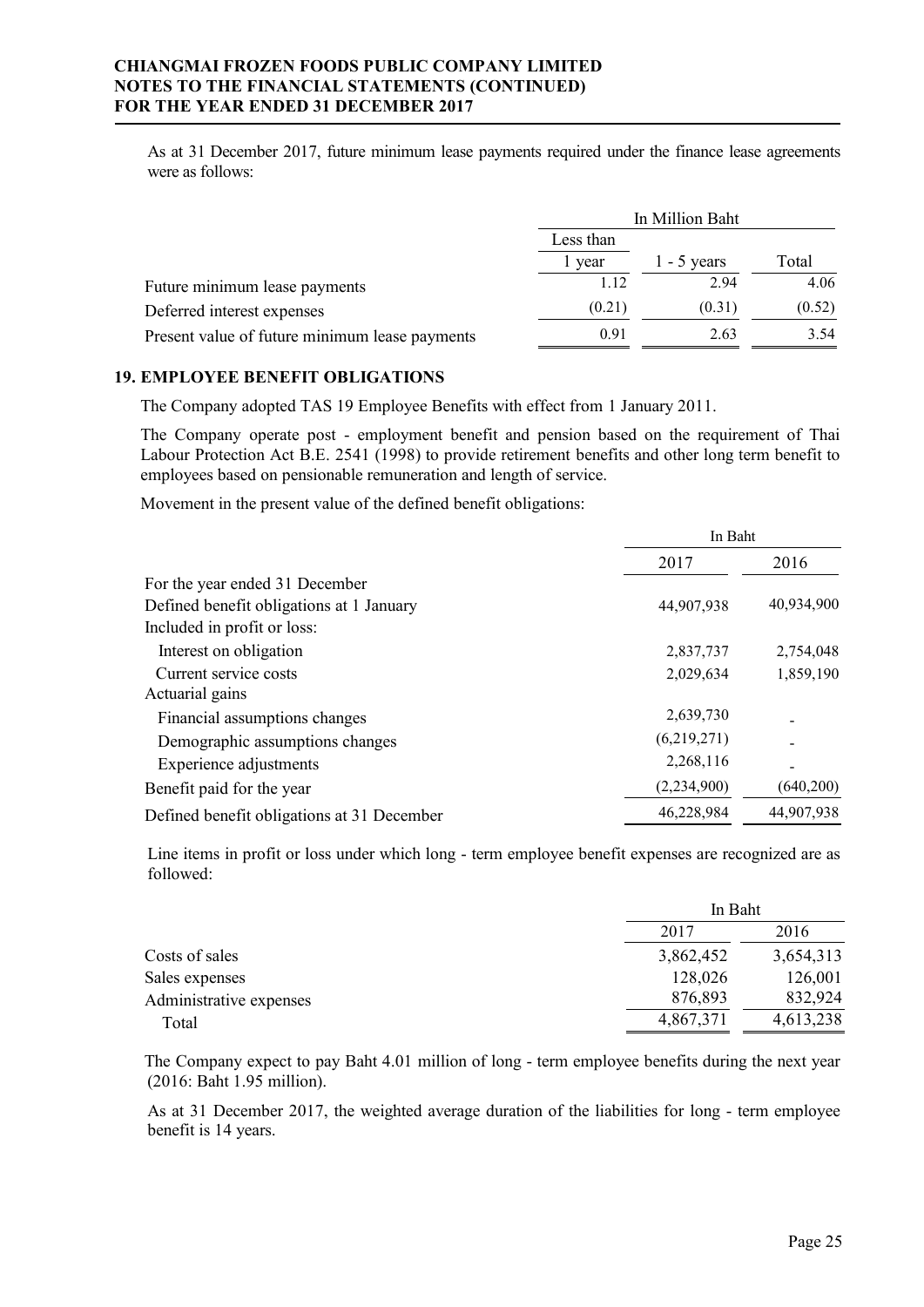As at 31 December 2017, future minimum lease payments required under the finance lease agreements were as follows:

| | In Million Baht | | |
|---|---|---|---|
| | Less than 1 year | 1 - 5 years | Total |
| Future minimum lease payments | 1.12 | 2.94 | 4.06 |
| Deferred interest expenses | (0.21) | (0.31) | (0.52) |
| Present value of future minimum lease payments | 0.91 | 2.63 | 3.54 |

## 19. EMPLOYEE BENEFIT OBLIGATIONS

The Company adopted TAS 19 Employee Benefits with effect from 1 January 2011.

The Company operate post - employment benefit and pension based on the requirement of Thai Labour Protection Act B.E. 2541 (1998) to provide retirement benefits and other long term benefit to employees based on pensionable remuneration and length of service.

Movement in the present value of the defined benefit obligations:

| | In Baht | |
|---|---|---|
| | 2017 | 2016 |
| For the year ended 31 December | | |
| Defined benefit obligations at 1 January | 44,907,938 | 40,934,900 |
| Included in profit or loss: | | |
| Interest on obligation | 2,837,737 | 2,754,048 |
| Current service costs | 2,029,634 | 1,859,190 |
| Actuarial gains | | |
| Financial assumptions changes | 2,639,730 | - |
| Demographic assumptions changes | (6,219,271) | - |
| Experience adjustments | 2,268,116 | - |
| Benefit paid for the year | (2,234,900) | (640,200) |
| Defined benefit obligations at 31 December | 46,228,984 | 44,907,938 |

Line items in profit or loss under which long - term employee benefit expenses are recognized are as followed:

| | In Baht | |
|---|---|---|
| | 2017 | 2016 |
| Costs of sales | 3,862,452 | 3,654,313 |
| Sales expenses | 128,026 | 126,001 |
| Administrative expenses | 876,893 | 832,924 |
| Total | 4,867,371 | 4,613,238 |

The Company expect to pay Baht 4.01 million of long - term employee benefits during the next year (2016: Baht 1.95 million).

As at 31 December 2017, the weighted average duration of the liabilities for long - term employee benefit is 14 years.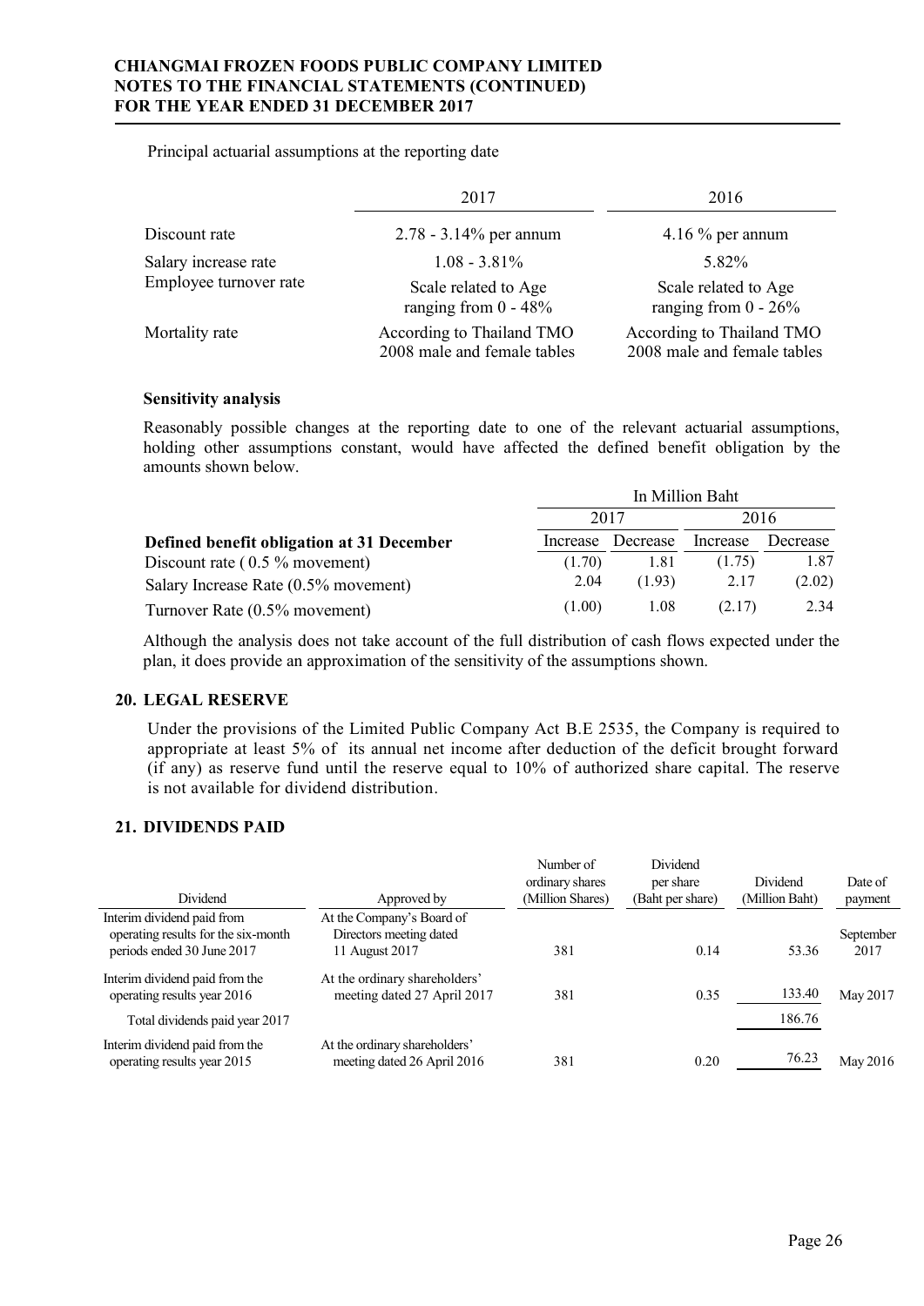Principal actuarial assumptions at the reporting date

| | 2017 | 2016 |
|---|---|---|
| Discount rate | 2.78 - 3.14% per annum | 4.16 % per annum |
| Salary increase rate | 1.08 - 3.81% | 5.82% |
| Employee turnover rate | Scale related to Age ranging from 0 - 48% | Scale related to Age ranging from 0 - 26% |
| Mortality rate | According to Thailand TMO 2008 male and female tables | According to Thailand TMO 2008 male and female tables |

**Sensitivity analysis**

Reasonably possible changes at the reporting date to one of the relevant actuarial assumptions, holding other assumptions constant, would have affected the defined benefit obligation by the amounts shown below.

| | In Million Baht | | | |
|---|---|---|---|---|
| | 2017 | | 2016 | |
| **Defined benefit obligation at 31 December** | Increase | Decrease | Increase | Decrease |
| Discount rate ( 0.5 % movement) | (1.70) | 1.81 | (1.75) | 1.87 |
| Salary Increase Rate (0.5% movement) | 2.04 | (1.93) | 2.17 | (2.02) |
| Turnover Rate (0.5% movement) | (1.00) | 1.08 | (2.17) | 2.34 |

Although the analysis does not take account of the full distribution of cash flows expected under the plan, it does provide an approximation of the sensitivity of the assumptions shown.

## 20. LEGAL RESERVE

Under the provisions of the Limited Public Company Act B.E 2535, the Company is required to appropriate at least 5% of its annual net income after deduction of the deficit brought forward (if any) as reserve fund until the reserve equal to 10% of authorized share capital. The reserve is not available for dividend distribution.

## 21. DIVIDENDS PAID

| Dividend | Approved by | Number of ordinary shares (Million Shares) | Dividend per share (Baht per share) | Dividend (Million Baht) | Date of payment |
|---|---|---|---|---|---|
| Interim dividend paid from operating results for the six-month periods ended 30 June 2017 | At the Company's Board of Directors meeting dated 11 August 2017 | 381 | 0.14 | 53.36 | September 2017 |
| Interim dividend paid from the operating results year 2016 | At the ordinary shareholders' meeting dated 27 April 2017 | 381 | 0.35 | 133.40 | May 2017 |
| Total dividends paid year 2017 | | | | 186.76 | |
| Interim dividend paid from the operating results year 2015 | At the ordinary shareholders' meeting dated 26 April 2016 | 381 | 0.20 | 76.23 | May 2016 |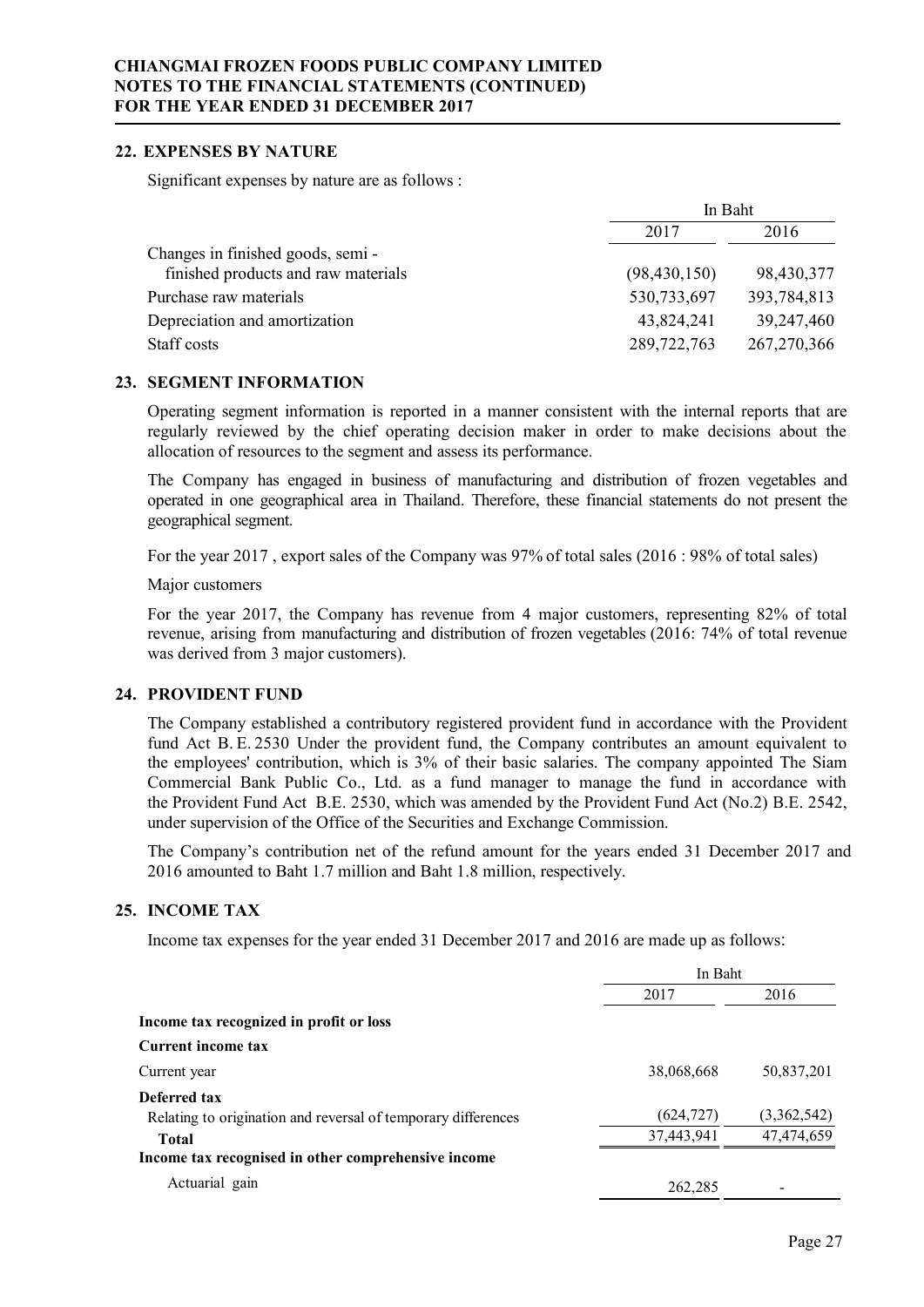## 22. EXPENSES BY NATURE

Significant expenses by nature are as follows :

| | In Baht | |
|---|---|---|
| | 2017 | 2016 |
| Changes in finished goods, semi - finished products and raw materials | (98,430,150) | 98,430,377 |
| Purchase raw materials | 530,733,697 | 393,784,813 |
| Depreciation and amortization | 43,824,241 | 39,247,460 |
| Staff costs | 289,722,763 | 267,270,366 |

## 23. SEGMENT INFORMATION

Operating segment information is reported in a manner consistent with the internal reports that are regularly reviewed by the chief operating decision maker in order to make decisions about the allocation of resources to the segment and assess its performance.

The Company has engaged in business of manufacturing and distribution of frozen vegetables and operated in one geographical area in Thailand. Therefore, these financial statements do not present the geographical segment.

For the year 2017 , export sales of the Company was 97% of total sales (2016 : 98% of total sales)

Major customers

For the year 2017, the Company has revenue from 4 major customers, representing 82% of total revenue, arising from manufacturing and distribution of frozen vegetables (2016: 74% of total revenue was derived from 3 major customers).

## 24. PROVIDENT FUND

The Company established a contributory registered provident fund in accordance with the Provident fund Act B. E. 2530 Under the provident fund, the Company contributes an amount equivalent to the employees' contribution, which is 3% of their basic salaries. The company appointed The Siam Commercial Bank Public Co., Ltd. as a fund manager to manage the fund in accordance with the Provident Fund Act B.E. 2530, which was amended by the Provident Fund Act (No.2) B.E. 2542, under supervision of the Office of the Securities and Exchange Commission.

The Company's contribution net of the refund amount for the years ended 31 December 2017 and 2016 amounted to Baht 1.7 million and Baht 1.8 million, respectively.

## 25. INCOME TAX

Income tax expenses for the year ended 31 December 2017 and 2016 are made up as follows:

| | In Baht | |
|---|---|---|
| | 2017 | 2016 |
| **Income tax recognized in profit or loss** | | |
| **Current income tax** | | |
| Current year | 38,068,668 | 50,837,201 |
| **Deferred tax** | | |
| Relating to origination and reversal of temporary differences | (624,727) | (3,362,542) |
| **Total** | 37,443,941 | 47,474,659 |
| **Income tax recognised in other comprehensive income** | | |
| Actuarial gain | 262,285 | - |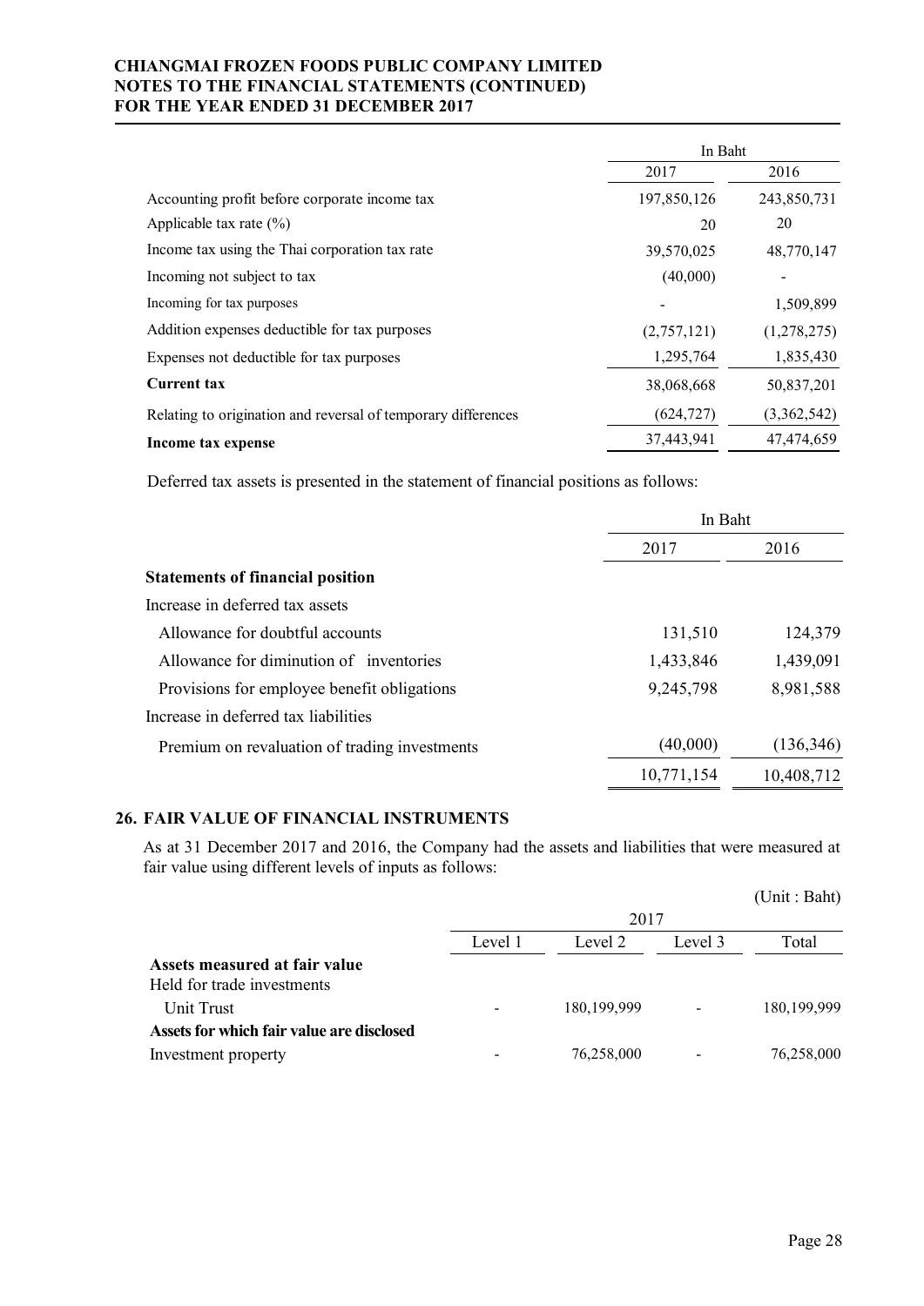|  | In Baht |  |
| --- | --- | --- |
|  | 2017 | 2016 |
| Accounting profit before corporate income tax | 197,850,126 | 243,850,731 |
| Applicable tax rate (%) | 20 | 20 |
| Income tax using the Thai corporation tax rate | 39,570,025 | 48,770,147 |
| Incoming not subject to tax | (40,000) | - |
| Incoming for tax purposes | - | 1,509,899 |
| Addition expenses deductible for tax purposes | (2,757,121) | (1,278,275) |
| Expenses not deductible for tax purposes | 1,295,764 | 1,835,430 |
| **Current tax** | 38,068,668 | 50,837,201 |
| Relating to origination and reversal of temporary differences | (624,727) | (3,362,542) |
| **Income tax expense** | 37,443,941 | 47,474,659 |

Deferred tax assets is presented in the statement of financial positions as follows:

|  | In Baht |  |
| --- | --- | --- |
|  | 2017 | 2016 |
| **Statements of financial position** |  |  |
| Increase in deferred tax assets |  |  |
| Allowance for doubtful accounts | 131,510 | 124,379 |
| Allowance for diminution of inventories | 1,433,846 | 1,439,091 |
| Provisions for employee benefit obligations | 9,245,798 | 8,981,588 |
| Increase in deferred tax liabilities |  |  |
| Premium on revaluation of trading investments | (40,000) | (136,346) |
|  | 10,771,154 | 10,408,712 |

## 26. FAIR VALUE OF FINANCIAL INSTRUMENTS

As at 31 December 2017 and 2016, the Company had the assets and liabilities that were measured at fair value using different levels of inputs as follows:

(Unit : Baht)

|  | 2017 |  |  |  |
| --- | --- | --- | --- | --- |
|  | Level 1 | Level 2 | Level 3 | Total |
| **Assets measured at fair value** |  |  |  |  |
| Held for trade investments |  |  |  |  |
| Unit Trust | - | 180,199,999 | - | 180,199,999 |
| **Assets for which fair value are disclosed** |  |  |  |  |
| Investment property | - | 76,258,000 | - | 76,258,000 |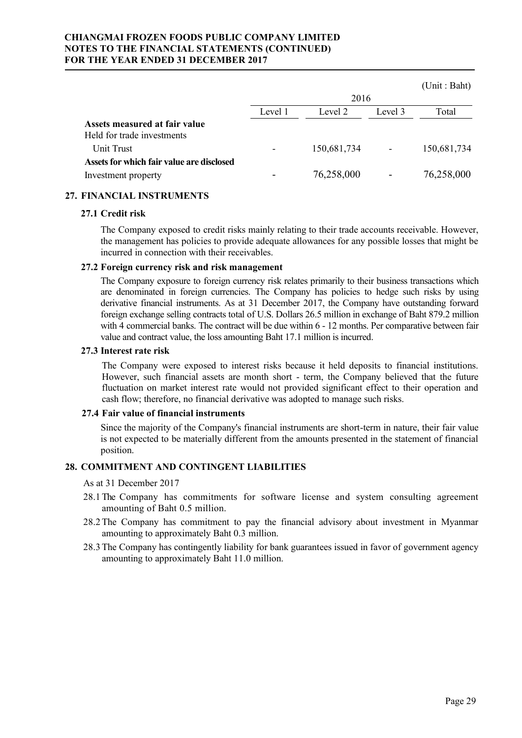(Unit : Baht)

| | 2016 | | | |
|---|---|---|---|---|
| | Level 1 | Level 2 | Level 3 | Total |
| **Assets measured at fair value** | | | | |
| Held for trade investments | | | | |
| Unit Trust | - | 150,681,734 | - | 150,681,734 |
| **Assets for which fair value are disclosed** | | | | |
| Investment property | - | 76,258,000 | - | 76,258,000 |

## 27. FINANCIAL INSTRUMENTS

### 27.1 Credit risk

The Company exposed to credit risks mainly relating to their trade accounts receivable. However, the management has policies to provide adequate allowances for any possible losses that might be incurred in connection with their receivables.

### 27.2 Foreign currency risk and risk management

The Company exposure to foreign currency risk relates primarily to their business transactions which are denominated in foreign currencies. The Company has policies to hedge such risks by using derivative financial instruments. As at 31 December 2017, the Company have outstanding forward foreign exchange selling contracts total of U.S. Dollars 26.5 million in exchange of Baht 879.2 million with 4 commercial banks. The contract will be due within 6 - 12 months. Per comparative between fair value and contract value, the loss amounting Baht 17.1 million is incurred.

### 27.3 Interest rate risk

The Company were exposed to interest risks because it held deposits to financial institutions. However, such financial assets are month short - term, the Company believed that the future fluctuation on market interest rate would not provided significant effect to their operation and cash flow; therefore, no financial derivative was adopted to manage such risks.

### 27.4 Fair value of financial instruments

Since the majority of the Company's financial instruments are short-term in nature, their fair value is not expected to be materially different from the amounts presented in the statement of financial position.

## 28. COMMITMENT AND CONTINGENT LIABILITIES

As at 31 December 2017

28.1 The Company has commitments for software license and system consulting agreement amounting of Baht 0.5 million.

28.2 The Company has commitment to pay the financial advisory about investment in Myanmar amounting to approximately Baht 0.3 million.

28.3 The Company has contingently liability for bank guarantees issued in favor of government agency amounting to approximately Baht 11.0 million.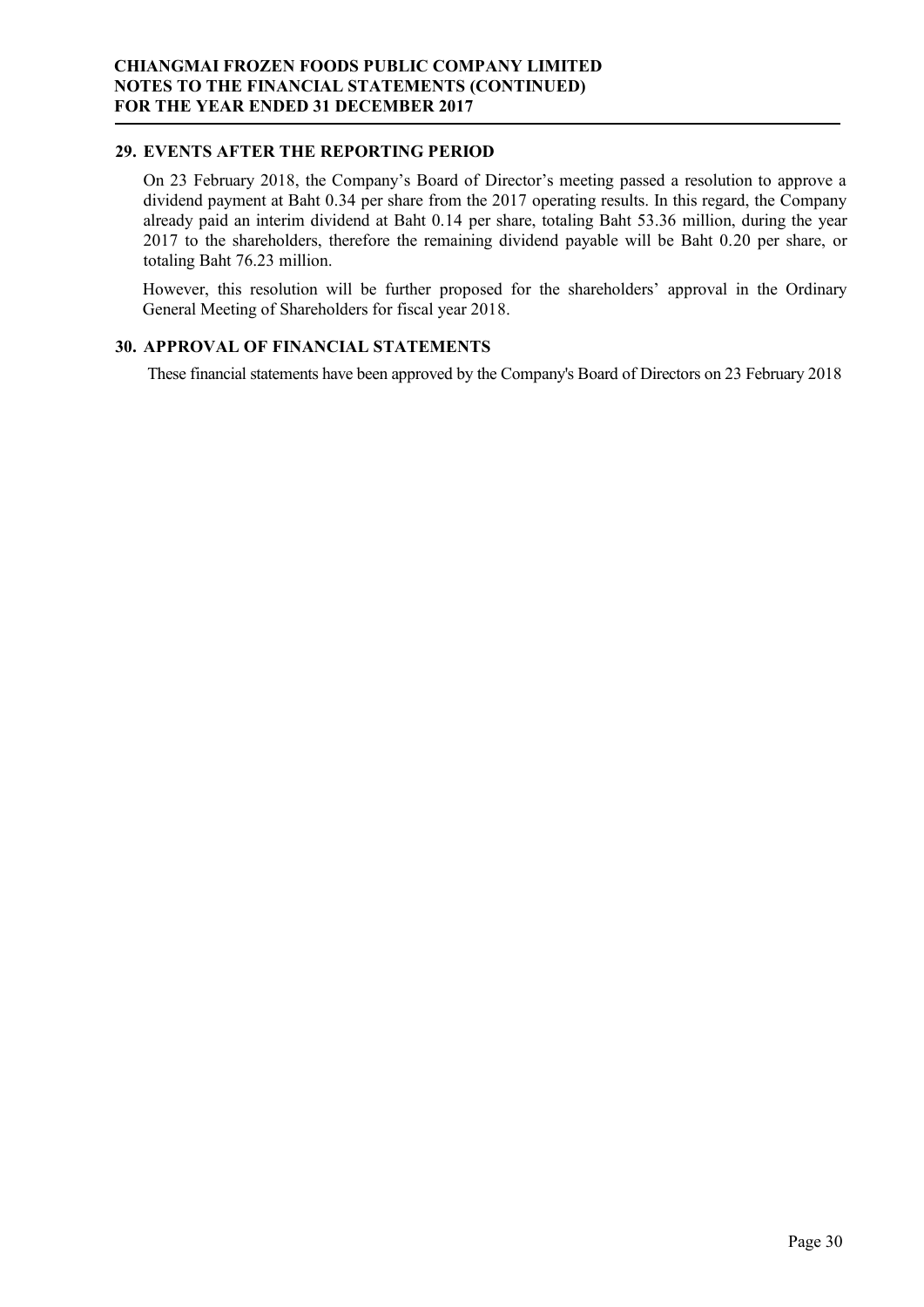## 29. EVENTS AFTER THE REPORTING PERIOD

On 23 February 2018, the Company's Board of Director's meeting passed a resolution to approve a dividend payment at Baht 0.34 per share from the 2017 operating results. In this regard, the Company already paid an interim dividend at Baht 0.14 per share, totaling Baht 53.36 million, during the year 2017 to the shareholders, therefore the remaining dividend payable will be Baht 0.20 per share, or totaling Baht 76.23 million.

However, this resolution will be further proposed for the shareholders' approval in the Ordinary General Meeting of Shareholders for fiscal year 2018.

## 30. APPROVAL OF FINANCIAL STATEMENTS

These financial statements have been approved by the Company's Board of Directors on 23 February 2018